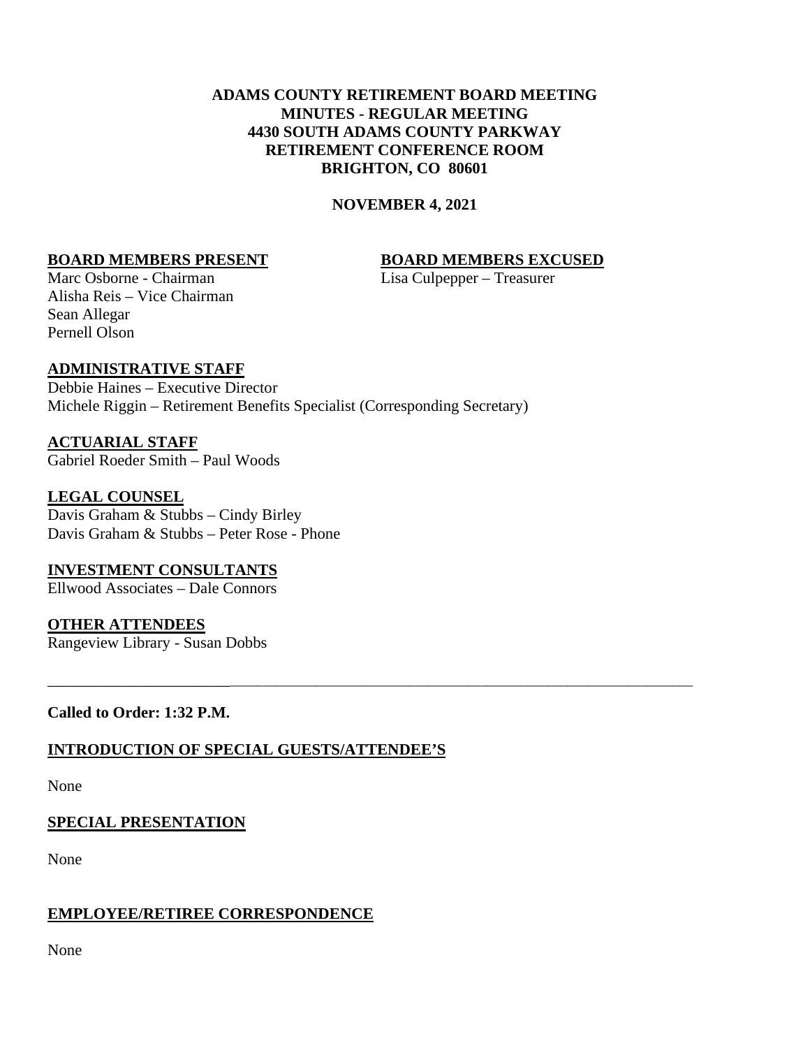**ADAMS COUNTY RETIREMENT BOARD MEETING**
**MINUTES - REGULAR MEETING**
**4430 SOUTH ADAMS COUNTY PARKWAY**
**RETIREMENT CONFERENCE ROOM**
**BRIGHTON, CO 80601**

**NOVEMBER 4, 2021**

**BOARD MEMBERS PRESENT**

Marc Osborne - Chairman
Alisha Reis – Vice Chairman
Sean Allegar
Pernell Olson

**BOARD MEMBERS EXCUSED**

Lisa Culpepper – Treasurer

**ADMINISTRATIVE STAFF**

Debbie Haines – Executive Director
Michele Riggin – Retirement Benefits Specialist (Corresponding Secretary)

**ACTUARIAL STAFF**

Gabriel Roeder Smith – Paul Woods

**LEGAL COUNSEL**

Davis Graham & Stubbs – Cindy Birley
Davis Graham & Stubbs – Peter Rose - Phone

**INVESTMENT CONSULTANTS**

Ellwood Associates – Dale Connors

**OTHER ATTENDEES**

Rangeview Library - Susan Dobbs

---

**Called to Order: 1:32 P.M.**

## INTRODUCTION OF SPECIAL GUESTS/ATTENDEE'S

None

## SPECIAL PRESENTATION

None

## EMPLOYEE/RETIREE CORRESPONDENCE

None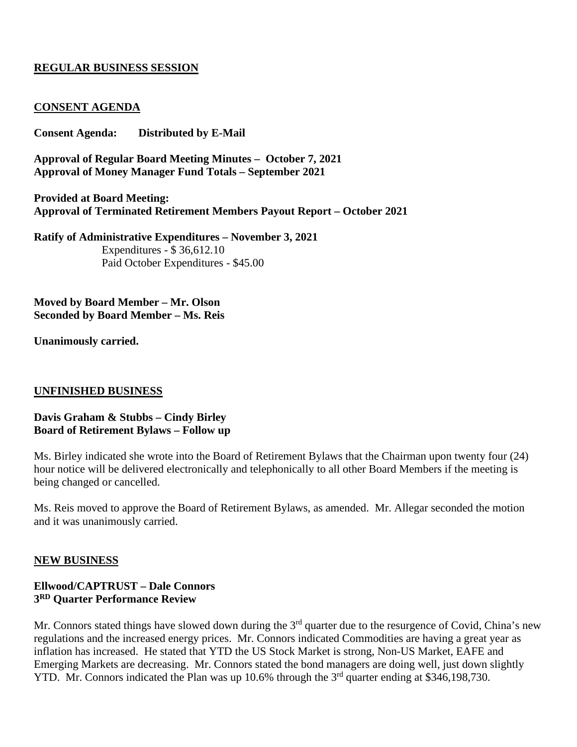## REGULAR BUSINESS SESSION

### CONSENT AGENDA

**Consent Agenda: Distributed by E-Mail**

**Approval of Regular Board Meeting Minutes – October 7, 2021**
**Approval of Money Manager Fund Totals – September 2021**

**Provided at Board Meeting:**
**Approval of Terminated Retirement Members Payout Report – October 2021**

**Ratify of Administrative Expenditures – November 3, 2021**
Expenditures - $ 36,612.10
Paid October Expenditures - $45.00

**Moved by Board Member – Mr. Olson**
**Seconded by Board Member – Ms. Reis**

**Unanimously carried.**

### UNFINISHED BUSINESS

**Davis Graham & Stubbs – Cindy Birley**
**Board of Retirement Bylaws – Follow up**

Ms. Birley indicated she wrote into the Board of Retirement Bylaws that the Chairman upon twenty four (24) hour notice will be delivered electronically and telephonically to all other Board Members if the meeting is being changed or cancelled.

Ms. Reis moved to approve the Board of Retirement Bylaws, as amended. Mr. Allegar seconded the motion and it was unanimously carried.

### NEW BUSINESS

**Ellwood/CAPTRUST – Dale Connors**
**3RD Quarter Performance Review**

Mr. Connors stated things have slowed down during the 3rd quarter due to the resurgence of Covid, China's new regulations and the increased energy prices. Mr. Connors indicated Commodities are having a great year as inflation has increased. He stated that YTD the US Stock Market is strong, Non-US Market, EAFE and Emerging Markets are decreasing. Mr. Connors stated the bond managers are doing well, just down slightly YTD. Mr. Connors indicated the Plan was up 10.6% through the 3rd quarter ending at $346,198,730.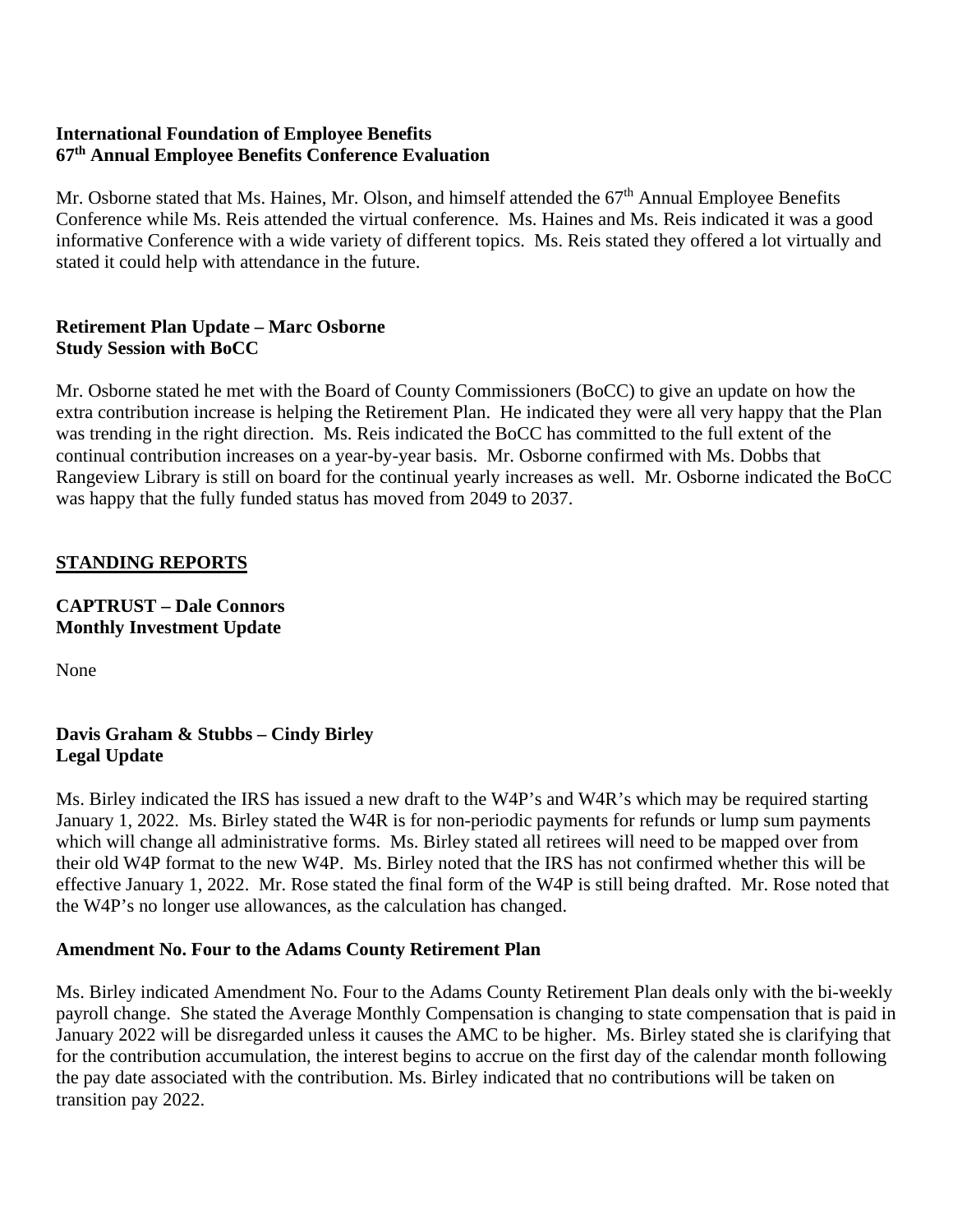**International Foundation of Employee Benefits**
**67th Annual Employee Benefits Conference Evaluation**

Mr. Osborne stated that Ms. Haines, Mr. Olson, and himself attended the 67th Annual Employee Benefits Conference while Ms. Reis attended the virtual conference. Ms. Haines and Ms. Reis indicated it was a good informative Conference with a wide variety of different topics. Ms. Reis stated they offered a lot virtually and stated it could help with attendance in the future.

**Retirement Plan Update – Marc Osborne**
**Study Session with BoCC**

Mr. Osborne stated he met with the Board of County Commissioners (BoCC) to give an update on how the extra contribution increase is helping the Retirement Plan. He indicated they were all very happy that the Plan was trending in the right direction. Ms. Reis indicated the BoCC has committed to the full extent of the continual contribution increases on a year-by-year basis. Mr. Osborne confirmed with Ms. Dobbs that Rangeview Library is still on board for the continual yearly increases as well. Mr. Osborne indicated the BoCC was happy that the fully funded status has moved from 2049 to 2037.

## STANDING REPORTS

**CAPTRUST – Dale Connors**
**Monthly Investment Update**

None

**Davis Graham & Stubbs – Cindy Birley**
**Legal Update**

Ms. Birley indicated the IRS has issued a new draft to the W4P's and W4R's which may be required starting January 1, 2022. Ms. Birley stated the W4R is for non-periodic payments for refunds or lump sum payments which will change all administrative forms. Ms. Birley stated all retirees will need to be mapped over from their old W4P format to the new W4P. Ms. Birley noted that the IRS has not confirmed whether this will be effective January 1, 2022. Mr. Rose stated the final form of the W4P is still being drafted. Mr. Rose noted that the W4P's no longer use allowances, as the calculation has changed.

**Amendment No. Four to the Adams County Retirement Plan**

Ms. Birley indicated Amendment No. Four to the Adams County Retirement Plan deals only with the bi-weekly payroll change. She stated the Average Monthly Compensation is changing to state compensation that is paid in January 2022 will be disregarded unless it causes the AMC to be higher. Ms. Birley stated she is clarifying that for the contribution accumulation, the interest begins to accrue on the first day of the calendar month following the pay date associated with the contribution. Ms. Birley indicated that no contributions will be taken on transition pay 2022.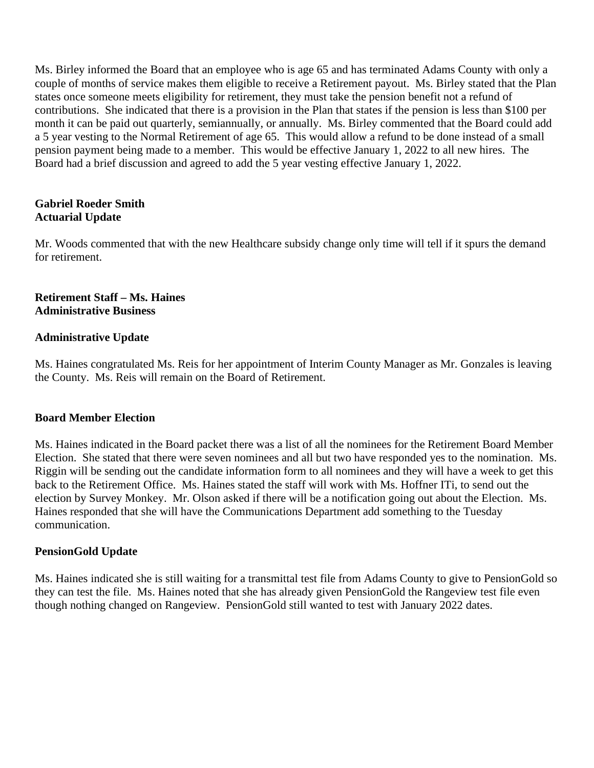Ms. Birley informed the Board that an employee who is age 65 and has terminated Adams County with only a couple of months of service makes them eligible to receive a Retirement payout. Ms. Birley stated that the Plan states once someone meets eligibility for retirement, they must take the pension benefit not a refund of contributions. She indicated that there is a provision in the Plan that states if the pension is less than $100 per month it can be paid out quarterly, semiannually, or annually. Ms. Birley commented that the Board could add a 5 year vesting to the Normal Retirement of age 65. This would allow a refund to be done instead of a small pension payment being made to a member. This would be effective January 1, 2022 to all new hires. The Board had a brief discussion and agreed to add the 5 year vesting effective January 1, 2022.

**Gabriel Roeder Smith**
**Actuarial Update**

Mr. Woods commented that with the new Healthcare subsidy change only time will tell if it spurs the demand for retirement.

**Retirement Staff – Ms. Haines**
**Administrative Business**

**Administrative Update**

Ms. Haines congratulated Ms. Reis for her appointment of Interim County Manager as Mr. Gonzales is leaving the County. Ms. Reis will remain on the Board of Retirement.

**Board Member Election**

Ms. Haines indicated in the Board packet there was a list of all the nominees for the Retirement Board Member Election. She stated that there were seven nominees and all but two have responded yes to the nomination. Ms. Riggin will be sending out the candidate information form to all nominees and they will have a week to get this back to the Retirement Office. Ms. Haines stated the staff will work with Ms. Hoffner ITi, to send out the election by Survey Monkey. Mr. Olson asked if there will be a notification going out about the Election. Ms. Haines responded that she will have the Communications Department add something to the Tuesday communication.

**PensionGold Update**

Ms. Haines indicated she is still waiting for a transmittal test file from Adams County to give to PensionGold so they can test the file. Ms. Haines noted that she has already given PensionGold the Rangeview test file even though nothing changed on Rangeview. PensionGold still wanted to test with January 2022 dates.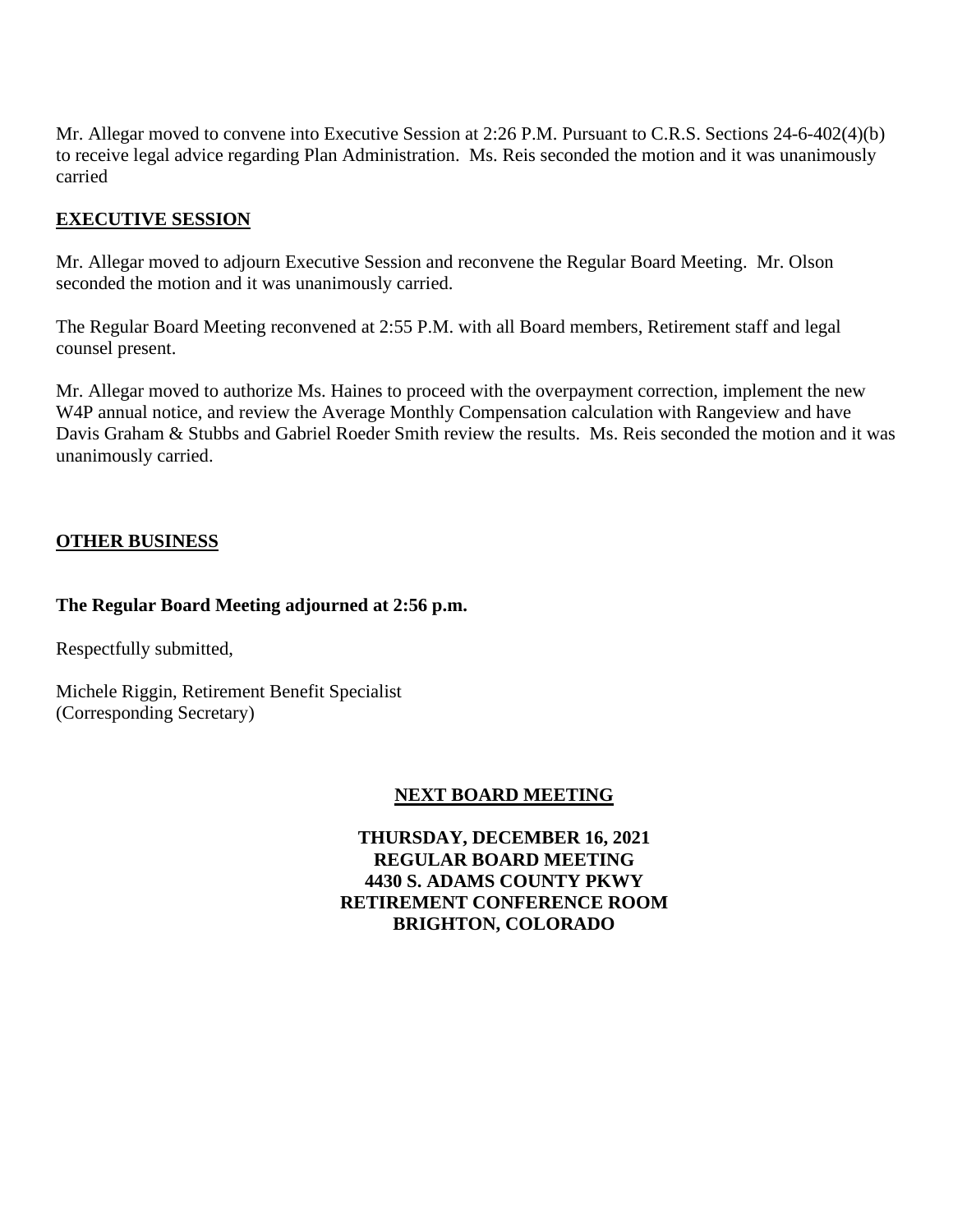Mr. Allegar moved to convene into Executive Session at 2:26 P.M. Pursuant to C.R.S. Sections 24-6-402(4)(b) to receive legal advice regarding Plan Administration. Ms. Reis seconded the motion and it was unanimously carried

## EXECUTIVE SESSION

Mr. Allegar moved to adjourn Executive Session and reconvene the Regular Board Meeting. Mr. Olson seconded the motion and it was unanimously carried.

The Regular Board Meeting reconvened at 2:55 P.M. with all Board members, Retirement staff and legal counsel present.

Mr. Allegar moved to authorize Ms. Haines to proceed with the overpayment correction, implement the new W4P annual notice, and review the Average Monthly Compensation calculation with Rangeview and have Davis Graham & Stubbs and Gabriel Roeder Smith review the results. Ms. Reis seconded the motion and it was unanimously carried.

## OTHER BUSINESS

**The Regular Board Meeting adjourned at 2:56 p.m.**

Respectfully submitted,

Michele Riggin, Retirement Benefit Specialist
(Corresponding Secretary)

## NEXT BOARD MEETING

**THURSDAY, DECEMBER 16, 2021**
**REGULAR BOARD MEETING**
**4430 S. ADAMS COUNTY PKWY**
**RETIREMENT CONFERENCE ROOM**
**BRIGHTON, COLORADO**